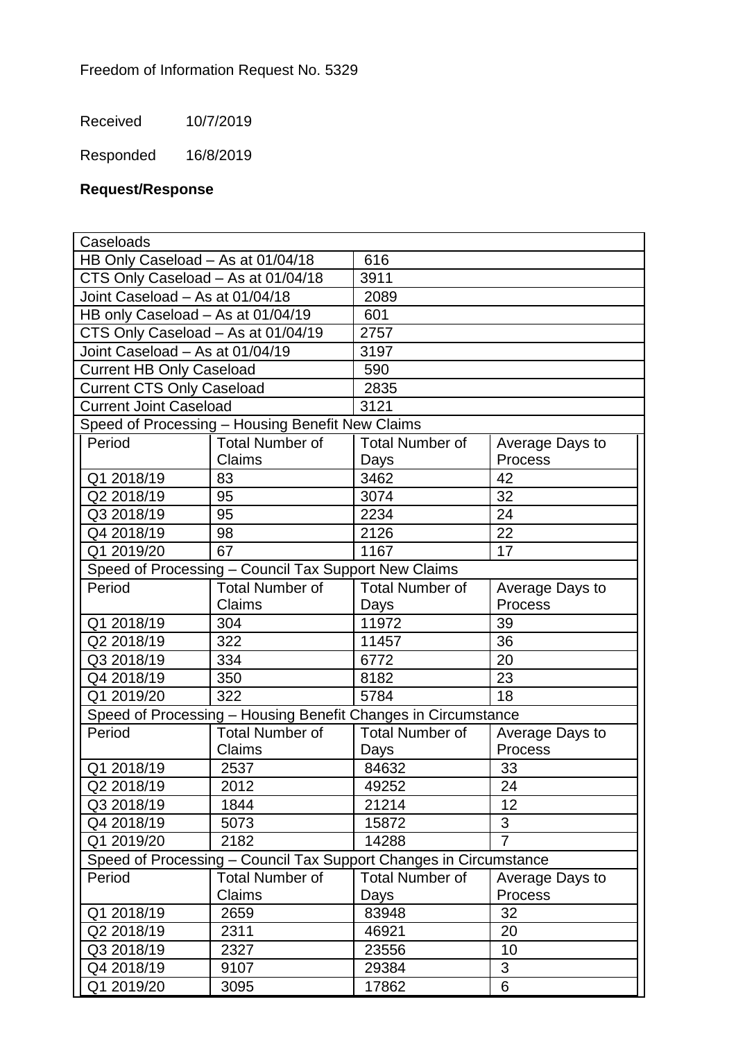Freedom of Information Request No. 5329

Received 10/7/2019

Responded 16/8/2019

**Request/Response**

| Caseloads | | | |
|---|---|---|---|
| HB Only Caseload – As at 01/04/18 | | 616 | |
| CTS Only Caseload – As at 01/04/18 | | 3911 | |
| Joint Caseload – As at 01/04/18 | | 2089 | |
| HB only Caseload – As at 01/04/19 | | 601 | |
| CTS Only Caseload – As at 01/04/19 | | 2757 | |
| Joint Caseload – As at 01/04/19 | | 3197 | |
| Current HB Only Caseload | | 590 | |
| Current CTS Only Caseload | | 2835 | |
| Current Joint Caseload | | 3121 | |
| **Speed of Processing – Housing Benefit New Claims** | | | |
| Period | Total Number of Claims | Total Number of Days | Average Days to Process |
| Q1 2018/19 | 83 | 3462 | 42 |
| Q2 2018/19 | 95 | 3074 | 32 |
| Q3 2018/19 | 95 | 2234 | 24 |
| Q4 2018/19 | 98 | 2126 | 22 |
| Q1 2019/20 | 67 | 1167 | 17 |
| **Speed of Processing – Council Tax Support New Claims** | | | |
| Period | Total Number of Claims | Total Number of Days | Average Days to Process |
| Q1 2018/19 | 304 | 11972 | 39 |
| Q2 2018/19 | 322 | 11457 | 36 |
| Q3 2018/19 | 334 | 6772 | 20 |
| Q4 2018/19 | 350 | 8182 | 23 |
| Q1 2019/20 | 322 | 5784 | 18 |
| **Speed of Processing – Housing Benefit Changes in Circumstance** | | | |
| Period | Total Number of Claims | Total Number of Days | Average Days to Process |
| Q1 2018/19 | 2537 | 84632 | 33 |
| Q2 2018/19 | 2012 | 49252 | 24 |
| Q3 2018/19 | 1844 | 21214 | 12 |
| Q4 2018/19 | 5073 | 15872 | 3 |
| Q1 2019/20 | 2182 | 14288 | 7 |
| **Speed of Processing – Council Tax Support Changes in Circumstance** | | | |
| Period | Total Number of Claims | Total Number of Days | Average Days to Process |
| Q1 2018/19 | 2659 | 83948 | 32 |
| Q2 2018/19 | 2311 | 46921 | 20 |
| Q3 2018/19 | 2327 | 23556 | 10 |
| Q4 2018/19 | 9107 | 29384 | 3 |
| Q1 2019/20 | 3095 | 17862 | 6 |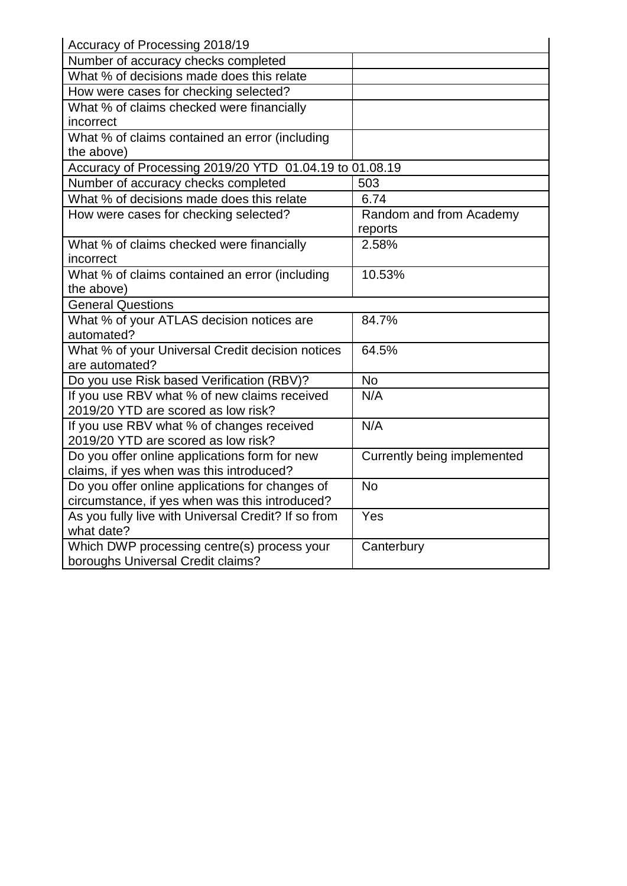| | |
|---|---|
| Accuracy of Processing 2018/19 | |
| Number of accuracy checks completed | |
| What % of decisions made does this relate | |
| How were cases for checking selected? | |
| What % of claims checked were financially incorrect | |
| What % of claims contained an error (including the above) | |
| Accuracy of Processing 2019/20 YTD 01.04.19 to 01.08.19 | |
| Number of accuracy checks completed | 503 |
| What % of decisions made does this relate | 6.74 |
| How were cases for checking selected? | Random and from Academy reports |
| What % of claims checked were financially incorrect | 2.58% |
| What % of claims contained an error (including the above) | 10.53% |
| General Questions | |
| What % of your ATLAS decision notices are automated? | 84.7% |
| What % of your Universal Credit decision notices are automated? | 64.5% |
| Do you use Risk based Verification (RBV)? | No |
| If you use RBV what % of new claims received 2019/20 YTD are scored as low risk? | N/A |
| If you use RBV what % of changes received 2019/20 YTD are scored as low risk? | N/A |
| Do you offer online applications form for new claims, if yes when was this introduced? | Currently being implemented |
| Do you offer online applications for changes of circumstance, if yes when was this introduced? | No |
| As you fully live with Universal Credit? If so from what date? | Yes |
| Which DWP processing centre(s) process your boroughs Universal Credit claims? | Canterbury |